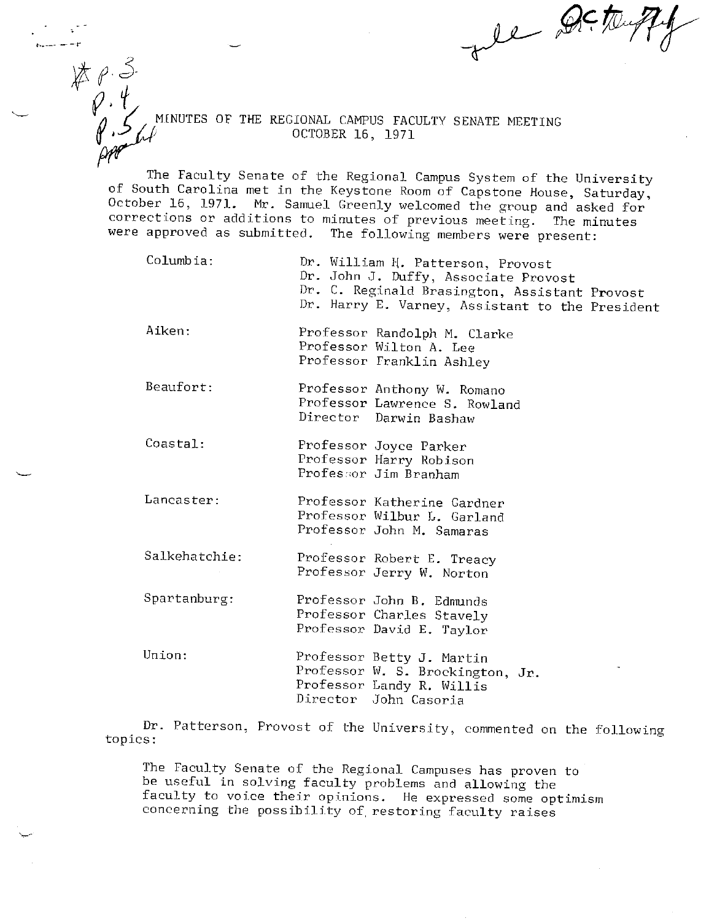# MINUTES OF THE REGIONAL CAMPUS FACULTY SENATE MEETING

## OCTOBER 16, 1971

The Faculty Senate of the Regional Campus System of the University of South Carolina met in the Keystone Room of Capstone House, Saturday, October 16, 1971. Mr. Samuel Greenly welcomed the group and asked for corrections or additions to minutes of previous meeting. The minutes were approved as submitted. The following members were present:

| | |
|---|---|
| Columbia: | Dr. William H. Patterson, Provost<br>Dr. John J. Duffy, Associate Provost<br>Dr. C. Reginald Brasington, Assistant Provost<br>Dr. Harry E. Varney, Assistant to the President |
| Aiken: | Professor Randolph M. Clarke<br>Professor Wilton A. Lee<br>Professor Franklin Ashley |
| Beaufort: | Professor Anthony W. Romano<br>Professor Lawrence S. Rowland<br>Director Darwin Bashaw |
| Coastal: | Professor Joyce Parker<br>Professor Harry Robison<br>Professor Jim Branham |
| Lancaster: | Professor Katherine Gardner<br>Professor Wilbur L. Garland<br>Professor John M. Samaras |
| Salkehatchie: | Professor Robert E. Treacy<br>Professor Jerry W. Norton |
| Spartanburg: | Professor John B. Edmunds<br>Professor Charles Stavely<br>Professor David E. Taylor |
| Union: | Professor Betty J. Martin<br>Professor W. S. Brockington, Jr.<br>Professor Landy R. Willis<br>Director John Casoria |

Dr. Patterson, Provost of the University, commented on the following topics:

The Faculty Senate of the Regional Campuses has proven to be useful in solving faculty problems and allowing the faculty to voice their opinions. He expressed some optimism concerning the possibility of restoring faculty raises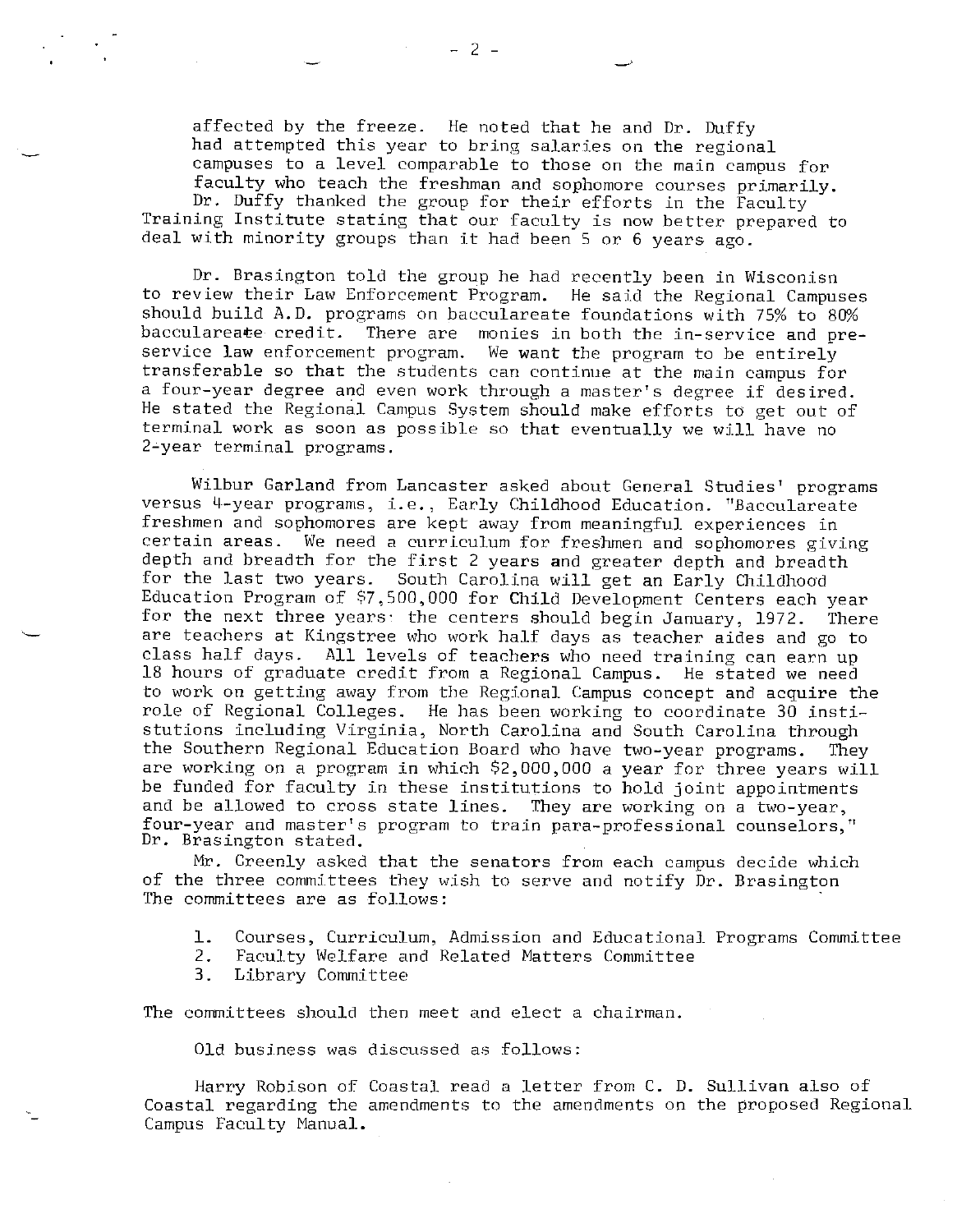affected by the freeze. He noted that he and Dr. Duffy had attempted this year to bring salaries on the regional campuses to a level comparable to those on the main campus for faculty who teach the freshman and sophomore courses primarily.

Dr. Duffy thanked the group for their efforts in the Faculty Training Institute stating that our faculty is now better prepared to deal with minority groups than it had been 5 or 6 years ago.

Dr. Brasington told the group he had recently been in Wisconisn to review their Law Enforcement Program. He said the Regional Campuses should build A.D. programs on baccalareate foundations with 75% to 80% baccalareate credit. There are monies in both the in-service and pre-service law enforcement program. We want the program to be entirely transferable so that the students can continue at the main campus for a four-year degree and even work through a master's degree if desired. He stated the Regional Campus System should make efforts to get out of terminal work as soon as possible so that eventually we will have no 2-year terminal programs.

Wilbur Garland from Lancaster asked about General Studies' programs versus 4-year programs, i.e., Early Childhood Education. "Baccalareate freshmen and sophomores are kept away from meaningful experiences in certain areas. We need a curriculum for freshmen and sophomores giving depth and breadth for the first 2 years and greater depth and breadth for the last two years. South Carolina will get an Early Childhood Education Program of $7,500,000 for Child Development Centers each year for the next three years; the centers should begin January, 1972. There are teachers at Kingstree who work half days as teacher aides and go to class half days. All levels of teachers who need training can earn up 18 hours of graduate credit from a Regional Campus. He stated we need to work on getting away from the Regional Campus concept and acquire the role of Regional Colleges. He has been working to coordinate 30 insti-stutions including Virginia, North Carolina and South Carolina through the Southern Regional Education Board who have two-year programs. They are working on a program in which $2,000,000 a year for three years will be funded for faculty in these institutions to hold joint appointments and be allowed to cross state lines. They are working on a two-year, four-year and master's program to train para-professional counselors," Dr. Brasington stated.

Mr. Greenly asked that the senators from each campus decide which of the three committees they wish to serve and notify Dr. Brasington The committees are as follows:

1. Courses, Curriculum, Admission and Educational Programs Committee
2. Faculty Welfare and Related Matters Committee
3. Library Committee

The committees should then meet and elect a chairman.

Old business was discussed as follows:

Harry Robison of Coastal read a letter from C. D. Sullivan also of Coastal regarding the amendments to the amendments on the proposed Regional Campus Faculty Manual.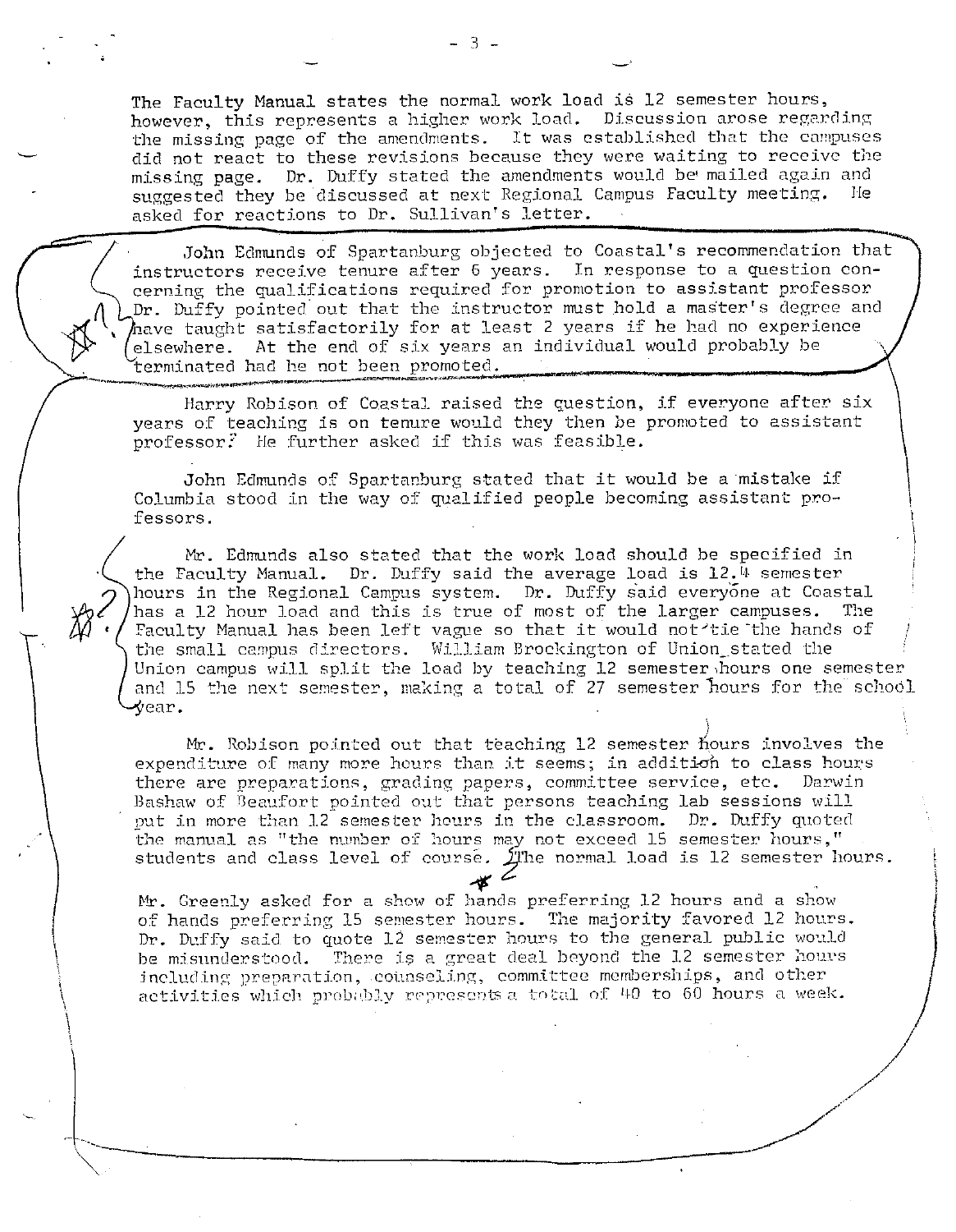The Faculty Manual states the normal work load is 12 semester hours, however, this represents a higher work load. Discussion arose regarding the missing page of the amendments. It was established that the campuses did not react to these revisions because they were waiting to receive the missing page. Dr. Duffy stated the amendments would be mailed again and suggested they be discussed at next Regional Campus Faculty meeting. He asked for reactions to Dr. Sullivan's letter.

John Edmunds of Spartanburg objected to Coastal's recommendation that instructors receive tenure after 6 years. In response to a question concerning the qualifications required for promotion to assistant professor Dr. Duffy pointed out that the instructor must hold a master's degree and have taught satisfactorily for at least 2 years if he had no experience elsewhere. At the end of six years an individual would probably be terminated had he not been promoted.

Harry Robison of Coastal raised the question, if everyone after six years of teaching is on tenure would they then be promoted to assistant professor? He further asked if this was feasible.

John Edmunds of Spartanburg stated that it would be a mistake if Columbia stood in the way of qualified people becoming assistant professors.

Mr. Edmunds also stated that the work load should be specified in the Faculty Manual. Dr. Duffy said the average load is 12.4 semester hours in the Regional Campus system. Dr. Duffy said everyone at Coastal has a 12 hour load and this is true of most of the larger campuses. The Faculty Manual has been left vague so that it would not tie the hands of the small campus directors. William Brockington of Union stated the Union campus will split the load by teaching 12 semester hours one semester and 15 the next semester, making a total of 27 semester hours for the school year.

Mr. Robison pointed out that teaching 12 semester hours involves the expenditure of many more hours than it seems; in addition to class hours there are preparations, grading papers, committee service, etc. Darwin Bashaw of Beaufort pointed out that persons teaching lab sessions will put in more than 12 semester hours in the classroom. Dr. Duffy quoted the manual as "the number of hours may not exceed 15 semester hours," students and class level of course. The normal load is 12 semester hours.

Mr. Greenly asked for a show of hands preferring 12 hours and a show of hands preferring 15 semester hours. The majority favored 12 hours. Dr. Duffy said to quote 12 semester hours to the general public would be misunderstood. There is a great deal beyond the 12 semester hours including preparation, counseling, committee memberships, and other activities which probably represents a total of 40 to 60 hours a week.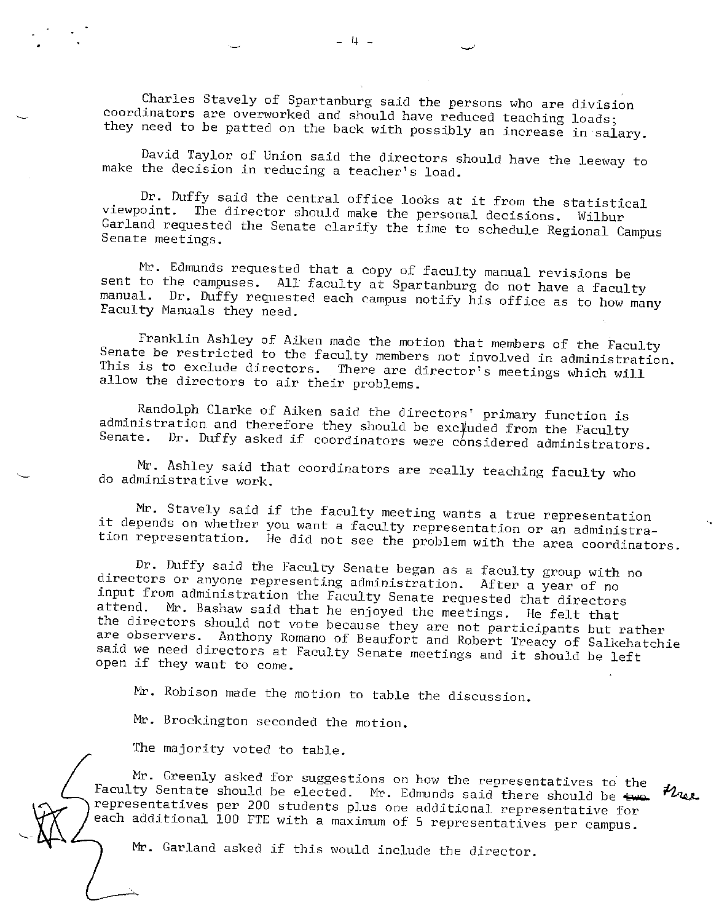Charles Stavely of Spartanburg said the persons who are division coordinators are overworked and should have reduced teaching loads; they need to be patted on the back with possibly an increase in salary.

David Taylor of Union said the directors should have the leeway to make the decision in reducing a teacher's load.

Dr. Duffy said the central office looks at it from the statistical viewpoint. The director should make the personal decisions. Wilbur Garland requested the Senate clarify the time to schedule Regional Campus Senate meetings.

Mr. Edmunds requested that a copy of faculty manual revisions be sent to the campuses. All faculty at Spartanburg do not have a faculty manual. Dr. Duffy requested each campus notify his office as to how many Faculty Manuals they need.

Franklin Ashley of Aiken made the motion that members of the Faculty Senate be restricted to the faculty members not involved in administration. This is to exclude directors. There are director's meetings which will allow the directors to air their problems.

Randolph Clarke of Aiken said the directors' primary function is administration and therefore they should be excluded from the Faculty Senate. Dr. Duffy asked if coordinators were considered administrators.

Mr. Ashley said that coordinators are really teaching faculty who do administrative work.

Mr. Stavely said if the faculty meeting wants a true representation it depends on whether you want a faculty representation or an administration representation. He did not see the problem with the area coordinators.

Dr. Duffy said the Faculty Senate began as a faculty group with no directors or anyone representing administration. After a year of no input from administration the Faculty Senate requested that directors attend. Mr. Bashaw said that he enjoyed the meetings. He felt that the directors should not vote because they are not participants but rather are observers. Anthony Romano of Beaufort and Robert Treacy of Salkehatchie said we need directors at Faculty Senate meetings and it should be left open if they want to come.

Mr. Robison made the motion to table the discussion.

Mr. Brockington seconded the motion.

The majority voted to table.

Mr. Greenly asked for suggestions on how the representatives to the Faculty Sentate should be elected. Mr. Edmunds said there should be ~~two~~ three representatives per 200 students plus one additional representative for each additional 100 FTE with a maximum of 5 representatives per campus.

Mr. Garland asked if this would include the director.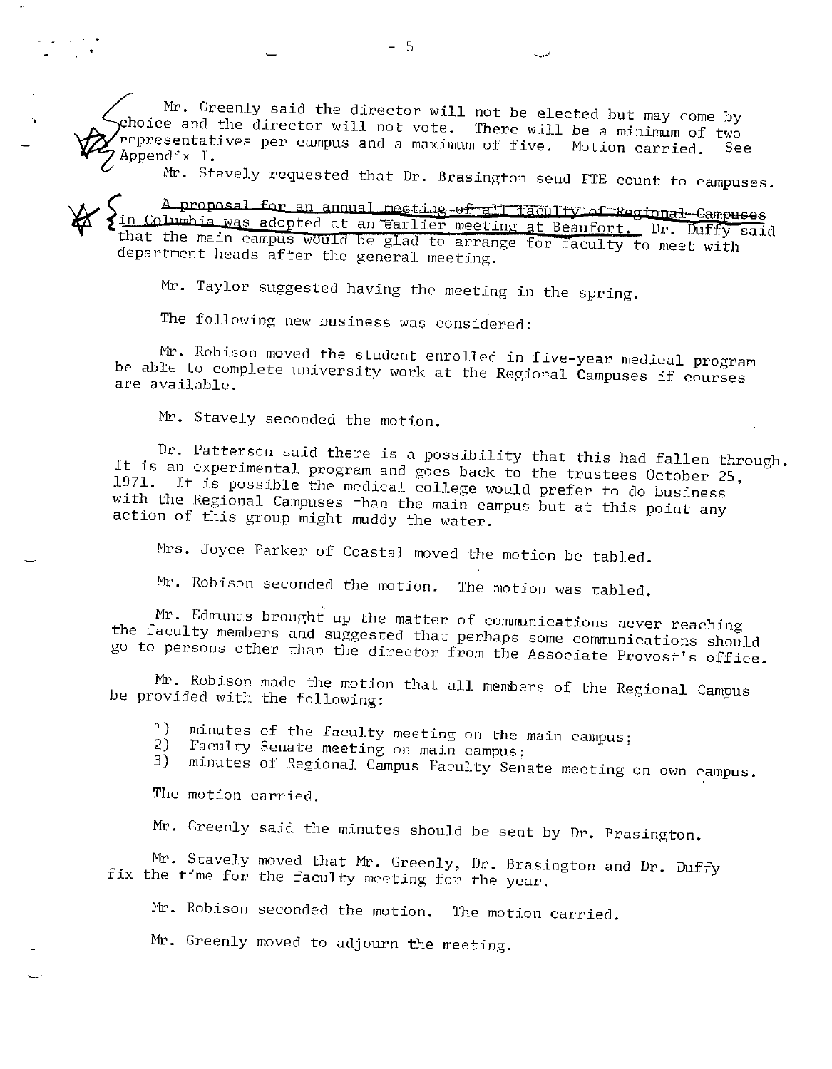Mr. Greenly said the director will not be elected but may come by choice and the director will not vote. There will be a minimum of two representatives per campus and a maximum of five. Motion carried. See Appendix I.

Mr. Stavely requested that Dr. Brasington send FTE count to campuses.

A proposal for an annual meeting of all faculty of Regional Campuses in Columbia was adopted at an earlier meeting at Beaufort. Dr. Duffy said that the main campus would be glad to arrange for faculty to meet with department heads after the general meeting.

Mr. Taylor suggested having the meeting in the spring.

The following new business was considered:

Mr. Robison moved the student enrolled in five-year medical program be able to complete university work at the Regional Campuses if courses are available.

Mr. Stavely seconded the motion.

Dr. Patterson said there is a possibility that this had fallen through. It is an experimental program and goes back to the trustees October 25, 1971. It is possible the medical college would prefer to do business with the Regional Campuses than the main campus but at this point any action of this group might muddy the water.

Mrs. Joyce Parker of Coastal moved the motion be tabled.

Mr. Robison seconded the motion. The motion was tabled.

Mr. Edmunds brought up the matter of communications never reaching the faculty members and suggested that perhaps some communications should go to persons other than the director from the Associate Provost's office.

Mr. Robison made the motion that all members of the Regional Campus be provided with the following:

1) minutes of the faculty meeting on the main campus;
2) Faculty Senate meeting on main campus;
3) minutes of Regional Campus Faculty Senate meeting on own campus.

The motion carried.

Mr. Greenly said the minutes should be sent by Dr. Brasington.

Mr. Stavely moved that Mr. Greenly, Dr. Brasington and Dr. Duffy fix the time for the faculty meeting for the year.

Mr. Robison seconded the motion. The motion carried.

Mr. Greenly moved to adjourn the meeting.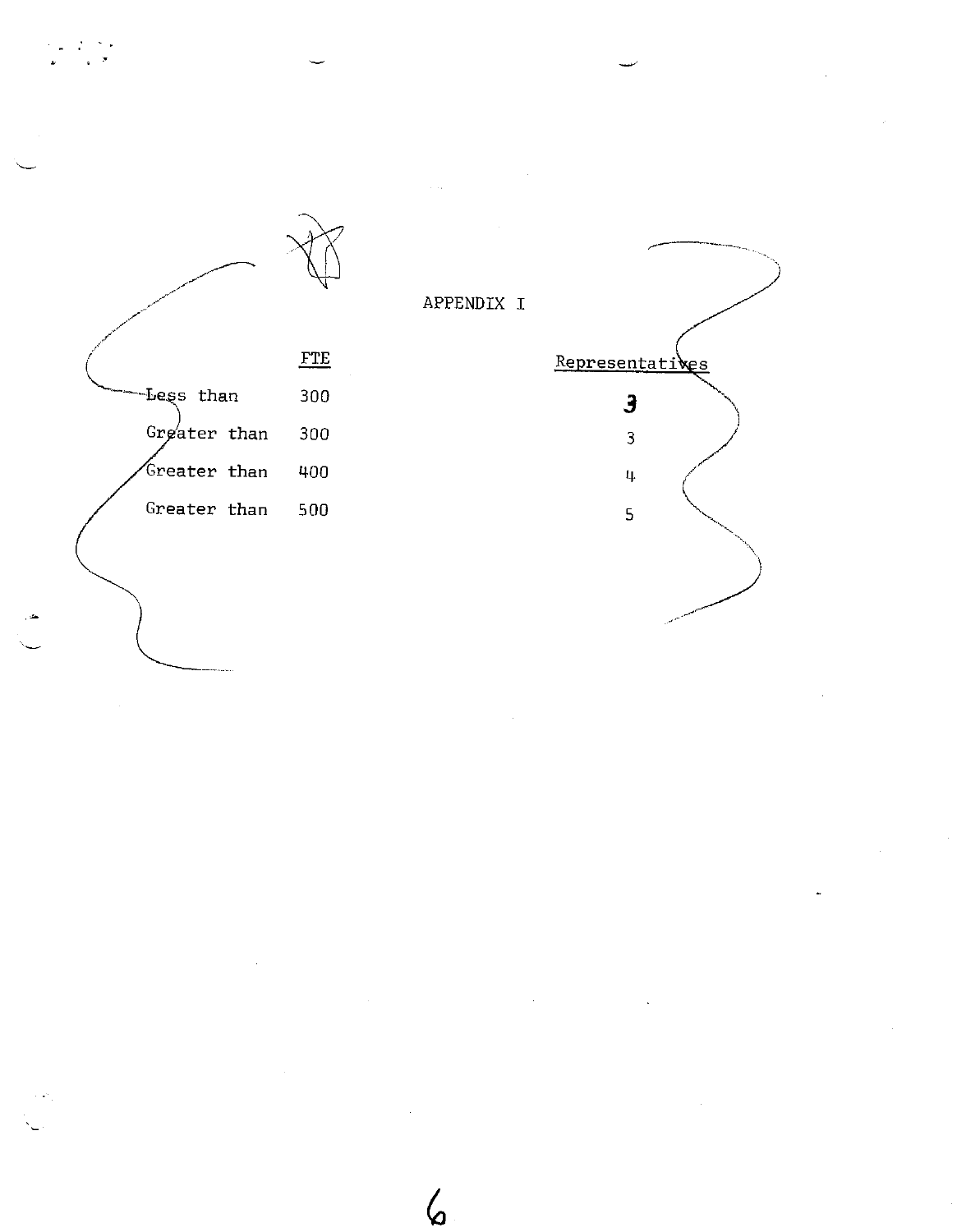# APPENDIX I

| | FTE | Representatives |
|---|---|---|
| Less than | 300 | 3 |
| Greater than | 300 | 3 |
| Greater than | 400 | 4 |
| Greater than | 500 | 5 |